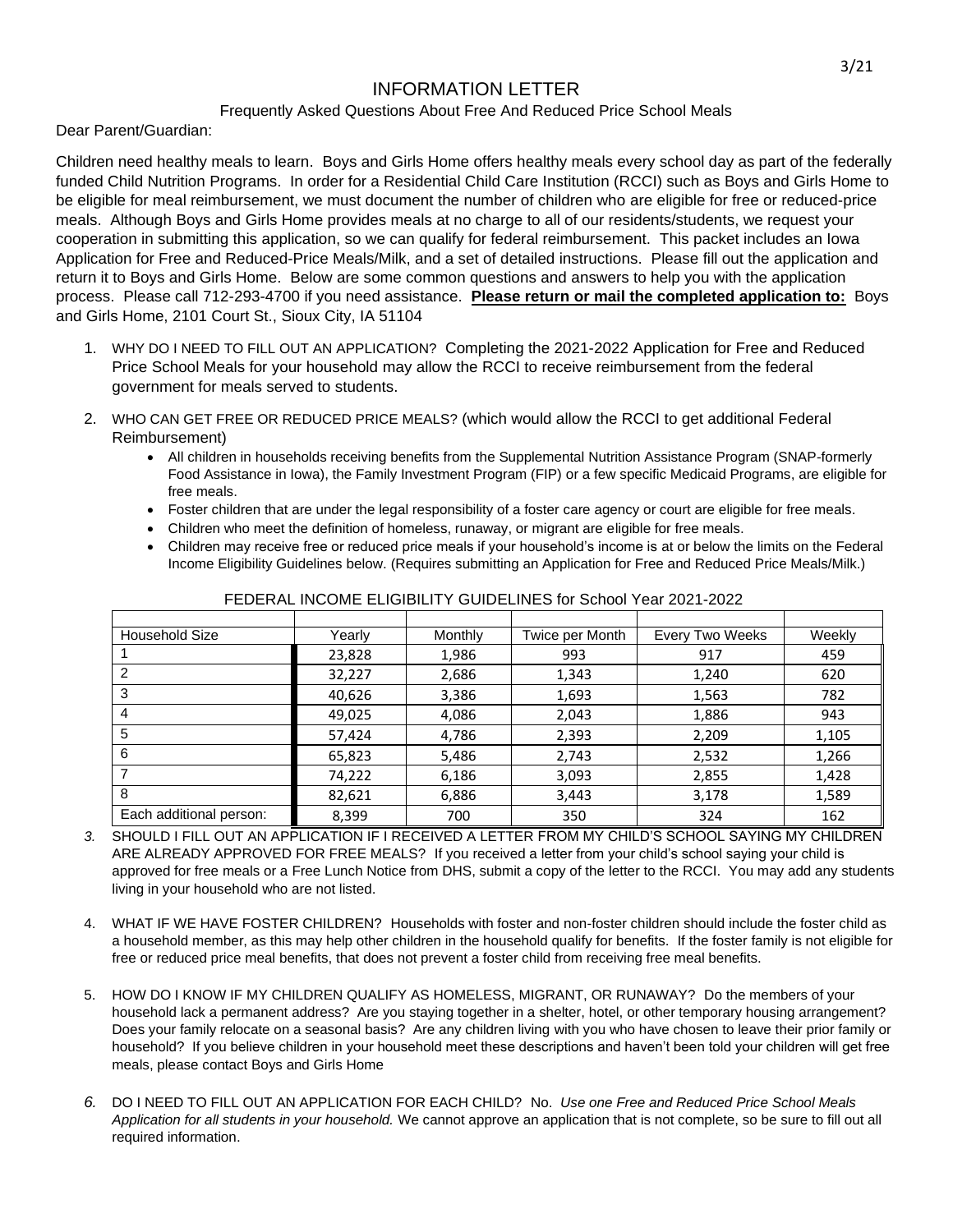# INFORMATION LETTER

## Frequently Asked Questions About Free And Reduced Price School Meals

Dear Parent/Guardian:

Children need healthy meals to learn. Boys and Girls Home offers healthy meals every school day as part of the federally funded Child Nutrition Programs. In order for a Residential Child Care Institution (RCCI) such as Boys and Girls Home to be eligible for meal reimbursement, we must document the number of children who are eligible for free or reduced-price meals. Although Boys and Girls Home provides meals at no charge to all of our residents/students, we request your cooperation in submitting this application, so we can qualify for federal reimbursement. This packet includes an Iowa Application for Free and Reduced-Price Meals/Milk, and a set of detailed instructions. Please fill out the application and return it to Boys and Girls Home. Below are some common questions and answers to help you with the application process. Please call 712-293-4700 if you need assistance. **Please return or mail the completed application to:** Boys and Girls Home, 2101 Court St., Sioux City, IA 51104

1. WHY DO I NEED TO FILL OUT AN APPLICATION? Completing the 2021-2022 Application for Free and Reduced Price School Meals for your household may allow the RCCI to receive reimbursement from the federal government for meals served to students.

2. WHO CAN GET FREE OR REDUCED PRICE MEALS? (which would allow the RCCI to get additional Federal Reimbursement)
   - All children in households receiving benefits from the Supplemental Nutrition Assistance Program (SNAP-formerly Food Assistance in Iowa), the Family Investment Program (FIP) or a few specific Medicaid Programs, are eligible for free meals.
   - Foster children that are under the legal responsibility of a foster care agency or court are eligible for free meals.
   - Children who meet the definition of homeless, runaway, or migrant are eligible for free meals.
   - Children may receive free or reduced price meals if your household's income is at or below the limits on the Federal Income Eligibility Guidelines below. (Requires submitting an Application for Free and Reduced Price Meals/Milk.)

FEDERAL INCOME ELIGIBILITY GUIDELINES for School Year 2021-2022

| Household Size | Yearly | Monthly | Twice per Month | Every Two Weeks | Weekly |
|---|---|---|---|---|---|
| 1 | 23,828 | 1,986 | 993 | 917 | 459 |
| 2 | 32,227 | 2,686 | 1,343 | 1,240 | 620 |
| 3 | 40,626 | 3,386 | 1,693 | 1,563 | 782 |
| 4 | 49,025 | 4,086 | 2,043 | 1,886 | 943 |
| 5 | 57,424 | 4,786 | 2,393 | 2,209 | 1,105 |
| 6 | 65,823 | 5,486 | 2,743 | 2,532 | 1,266 |
| 7 | 74,222 | 6,186 | 3,093 | 2,855 | 1,428 |
| 8 | 82,621 | 6,886 | 3,443 | 3,178 | 1,589 |
| Each additional person: | 8,399 | 700 | 350 | 324 | 162 |

3. SHOULD I FILL OUT AN APPLICATION IF I RECEIVED A LETTER FROM MY CHILD'S SCHOOL SAYING MY CHILDREN ARE ALREADY APPROVED FOR FREE MEALS? If you received a letter from your child's school saying your child is approved for free meals or a Free Lunch Notice from DHS, submit a copy of the letter to the RCCI. You may add any students living in your household who are not listed.

4. WHAT IF WE HAVE FOSTER CHILDREN? Households with foster and non-foster children should include the foster child as a household member, as this may help other children in the household qualify for benefits. If the foster family is not eligible for free or reduced price meal benefits, that does not prevent a foster child from receiving free meal benefits.

5. HOW DO I KNOW IF MY CHILDREN QUALIFY AS HOMELESS, MIGRANT, OR RUNAWAY? Do the members of your household lack a permanent address? Are you staying together in a shelter, hotel, or other temporary housing arrangement? Does your family relocate on a seasonal basis? Are any children living with you who have chosen to leave their prior family or household? If you believe children in your household meet these descriptions and haven't been told your children will get free meals, please contact Boys and Girls Home

6. DO I NEED TO FILL OUT AN APPLICATION FOR EACH CHILD? No. *Use one Free and Reduced Price School Meals Application for all students in your household.* We cannot approve an application that is not complete, so be sure to fill out all required information.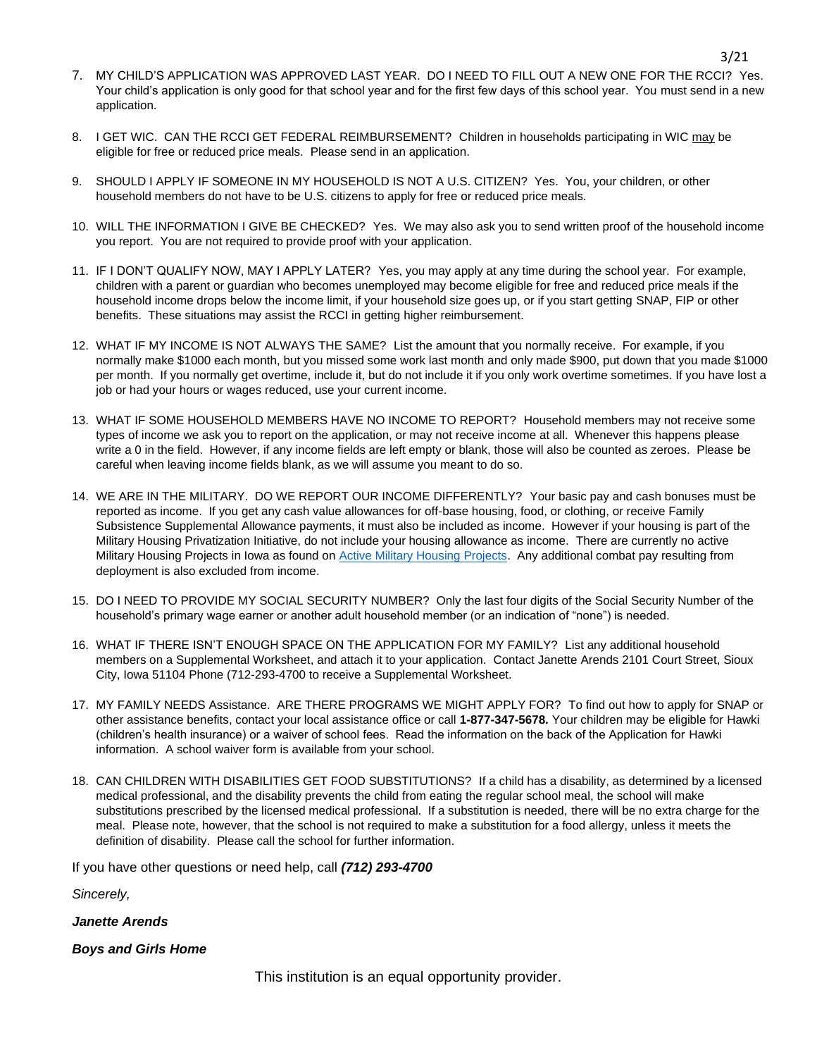7. MY CHILD'S APPLICATION WAS APPROVED LAST YEAR. DO I NEED TO FILL OUT A NEW ONE FOR THE RCCI? Yes. Your child's application is only good for that school year and for the first few days of this school year. You must send in a new application.

8. I GET WIC. CAN THE RCCI GET FEDERAL REIMBURSEMENT? Children in households participating in WIC may be eligible for free or reduced price meals. Please send in an application.

9. SHOULD I APPLY IF SOMEONE IN MY HOUSEHOLD IS NOT A U.S. CITIZEN? Yes. You, your children, or other household members do not have to be U.S. citizens to apply for free or reduced price meals.

10. WILL THE INFORMATION I GIVE BE CHECKED? Yes. We may also ask you to send written proof of the household income you report. You are not required to provide proof with your application.

11. IF I DON'T QUALIFY NOW, MAY I APPLY LATER? Yes, you may apply at any time during the school year. For example, children with a parent or guardian who becomes unemployed may become eligible for free and reduced price meals if the household income drops below the income limit, if your household size goes up, or if you start getting SNAP, FIP or other benefits. These situations may assist the RCCI in getting higher reimbursement.

12. WHAT IF MY INCOME IS NOT ALWAYS THE SAME? List the amount that you normally receive. For example, if you normally make $1000 each month, but you missed some work last month and only made $900, put down that you made $1000 per month. If you normally get overtime, include it, but do not include it if you only work overtime sometimes. If you have lost a job or had your hours or wages reduced, use your current income.

13. WHAT IF SOME HOUSEHOLD MEMBERS HAVE NO INCOME TO REPORT? Household members may not receive some types of income we ask you to report on the application, or may not receive income at all. Whenever this happens please write a 0 in the field. However, if any income fields are left empty or blank, those will also be counted as zeroes. Please be careful when leaving income fields blank, as we will assume you meant to do so.

14. WE ARE IN THE MILITARY. DO WE REPORT OUR INCOME DIFFERENTLY? Your basic pay and cash bonuses must be reported as income. If you get any cash value allowances for off-base housing, food, or clothing, or receive Family Subsistence Supplemental Allowance payments, it must also be included as income. However if your housing is part of the Military Housing Privatization Initiative, do not include your housing allowance as income. There are currently no active Military Housing Projects in Iowa as found on Active Military Housing Projects. Any additional combat pay resulting from deployment is also excluded from income.

15. DO I NEED TO PROVIDE MY SOCIAL SECURITY NUMBER? Only the last four digits of the Social Security Number of the household's primary wage earner or another adult household member (or an indication of "none") is needed.

16. WHAT IF THERE ISN'T ENOUGH SPACE ON THE APPLICATION FOR MY FAMILY? List any additional household members on a Supplemental Worksheet, and attach it to your application. Contact Janette Arends 2101 Court Street, Sioux City, Iowa 51104 Phone (712-293-4700 to receive a Supplemental Worksheet.

17. MY FAMILY NEEDS Assistance. ARE THERE PROGRAMS WE MIGHT APPLY FOR? To find out how to apply for SNAP or other assistance benefits, contact your local assistance office or call **1-877-347-5678.** Your children may be eligible for Hawki (children's health insurance) or a waiver of school fees. Read the information on the back of the Application for Hawki information. A school waiver form is available from your school.

18. CAN CHILDREN WITH DISABILITIES GET FOOD SUBSTITUTIONS? If a child has a disability, as determined by a licensed medical professional, and the disability prevents the child from eating the regular school meal, the school will make substitutions prescribed by the licensed medical professional. If a substitution is needed, there will be no extra charge for the meal. Please note, however, that the school is not required to make a substitution for a food allergy, unless it meets the definition of disability. Please call the school for further information.

If you have other questions or need help, call ***(712) 293-4700***

*Sincerely,*

***Janette Arends***

***Boys and Girls Home***

This institution is an equal opportunity provider.